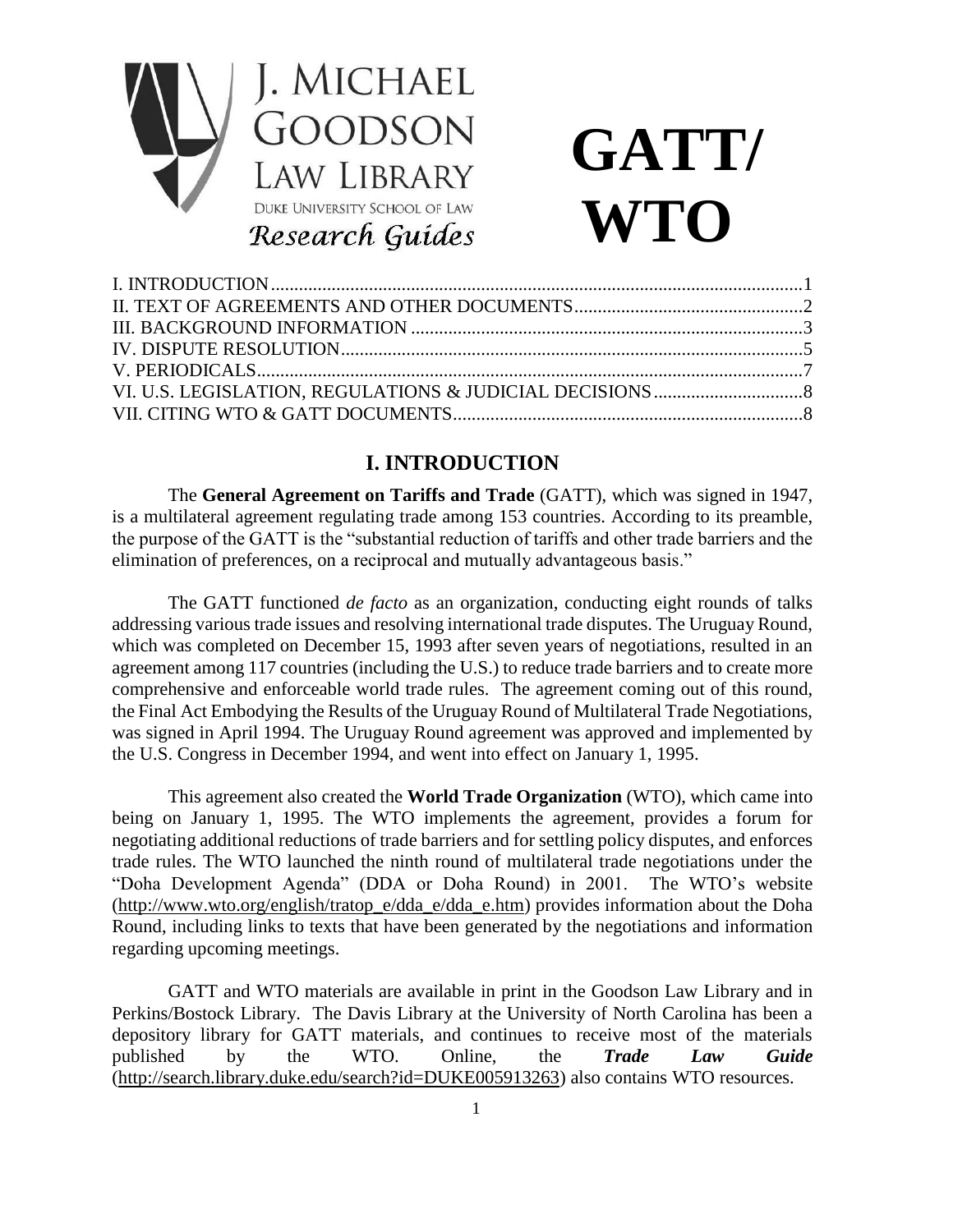J. MICHAEL GOODSON LAW LIBRARY
DUKE UNIVERSITY SCHOOL OF LAW
*Research Guides*

# GATT/ WTO

I. INTRODUCTION....1
II. TEXT OF AGREEMENTS AND OTHER DOCUMENTS....2
III. BACKGROUND INFORMATION....3
IV. DISPUTE RESOLUTION....5
V. PERIODICALS....7
VI. U.S. LEGISLATION, REGULATIONS & JUDICIAL DECISIONS....8
VII. CITING WTO & GATT DOCUMENTS....8

## I. INTRODUCTION

The **General Agreement on Tariffs and Trade** (GATT), which was signed in 1947, is a multilateral agreement regulating trade among 153 countries. According to its preamble, the purpose of the GATT is the "substantial reduction of tariffs and other trade barriers and the elimination of preferences, on a reciprocal and mutually advantageous basis."

The GATT functioned *de facto* as an organization, conducting eight rounds of talks addressing various trade issues and resolving international trade disputes. The Uruguay Round, which was completed on December 15, 1993 after seven years of negotiations, resulted in an agreement among 117 countries (including the U.S.) to reduce trade barriers and to create more comprehensive and enforceable world trade rules. The agreement coming out of this round, the Final Act Embodying the Results of the Uruguay Round of Multilateral Trade Negotiations, was signed in April 1994. The Uruguay Round agreement was approved and implemented by the U.S. Congress in December 1994, and went into effect on January 1, 1995.

This agreement also created the **World Trade Organization** (WTO), which came into being on January 1, 1995. The WTO implements the agreement, provides a forum for negotiating additional reductions of trade barriers and for settling policy disputes, and enforces trade rules. The WTO launched the ninth round of multilateral trade negotiations under the "Doha Development Agenda" (DDA or Doha Round) in 2001. The WTO's website (http://www.wto.org/english/tratop_e/dda_e/dda_e.htm) provides information about the Doha Round, including links to texts that have been generated by the negotiations and information regarding upcoming meetings.

GATT and WTO materials are available in print in the Goodson Law Library and in Perkins/Bostock Library. The Davis Library at the University of North Carolina has been a depository library for GATT materials, and continues to receive most of the materials published by the WTO. Online, the ***Trade Law Guide*** (http://search.library.duke.edu/search?id=DUKE005913263) also contains WTO resources.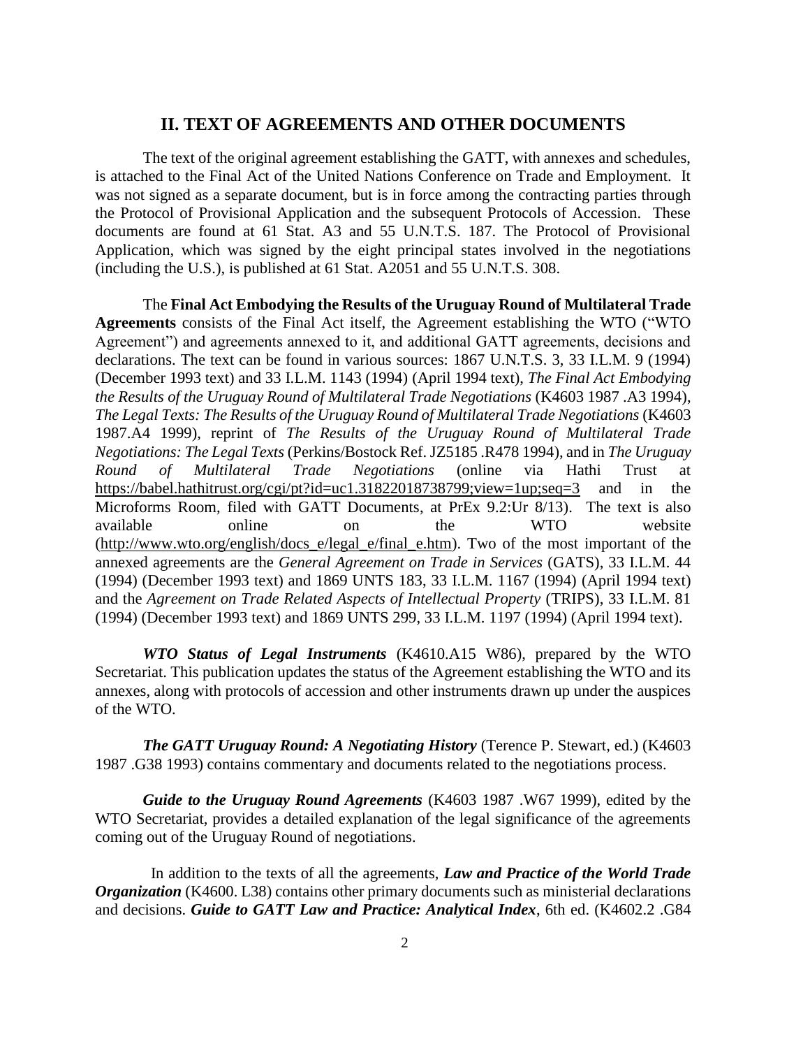## II. TEXT OF AGREEMENTS AND OTHER DOCUMENTS

The text of the original agreement establishing the GATT, with annexes and schedules, is attached to the Final Act of the United Nations Conference on Trade and Employment. It was not signed as a separate document, but is in force among the contracting parties through the Protocol of Provisional Application and the subsequent Protocols of Accession. These documents are found at 61 Stat. A3 and 55 U.N.T.S. 187. The Protocol of Provisional Application, which was signed by the eight principal states involved in the negotiations (including the U.S.), is published at 61 Stat. A2051 and 55 U.N.T.S. 308.

The **Final Act Embodying the Results of the Uruguay Round of Multilateral Trade Agreements** consists of the Final Act itself, the Agreement establishing the WTO ("WTO Agreement") and agreements annexed to it, and additional GATT agreements, decisions and declarations. The text can be found in various sources: 1867 U.N.T.S. 3, 33 I.L.M. 9 (1994) (December 1993 text) and 33 I.L.M. 1143 (1994) (April 1994 text), *The Final Act Embodying the Results of the Uruguay Round of Multilateral Trade Negotiations* (K4603 1987 .A3 1994), *The Legal Texts: The Results of the Uruguay Round of Multilateral Trade Negotiations* (K4603 1987.A4 1999), reprint of *The Results of the Uruguay Round of Multilateral Trade Negotiations: The Legal Texts* (Perkins/Bostock Ref. JZ5185 .R478 1994), and in *The Uruguay Round of Multilateral Trade Negotiations* (online via Hathi Trust at https://babel.hathitrust.org/cgi/pt?id=uc1.31822018738799;view=1up;seq=3 and in the Microforms Room, filed with GATT Documents, at PrEx 9.2:Ur 8/13). The text is also available online on the WTO website (http://www.wto.org/english/docs_e/legal_e/final_e.htm). Two of the most important of the annexed agreements are the *General Agreement on Trade in Services* (GATS), 33 I.L.M. 44 (1994) (December 1993 text) and 1869 UNTS 183, 33 I.L.M. 1167 (1994) (April 1994 text) and the *Agreement on Trade Related Aspects of Intellectual Property* (TRIPS), 33 I.L.M. 81 (1994) (December 1993 text) and 1869 UNTS 299, 33 I.L.M. 1197 (1994) (April 1994 text).

***WTO Status of Legal Instruments*** (K4610.A15 W86), prepared by the WTO Secretariat. This publication updates the status of the Agreement establishing the WTO and its annexes, along with protocols of accession and other instruments drawn up under the auspices of the WTO.

***The GATT Uruguay Round: A Negotiating History*** (Terence P. Stewart, ed.) (K4603 1987 .G38 1993) contains commentary and documents related to the negotiations process.

***Guide to the Uruguay Round Agreements*** (K4603 1987 .W67 1999), edited by the WTO Secretariat, provides a detailed explanation of the legal significance of the agreements coming out of the Uruguay Round of negotiations.

In addition to the texts of all the agreements, ***Law and Practice of the World Trade Organization*** (K4600. L38) contains other primary documents such as ministerial declarations and decisions. ***Guide to GATT Law and Practice: Analytical Index***, 6th ed. (K4602.2 .G84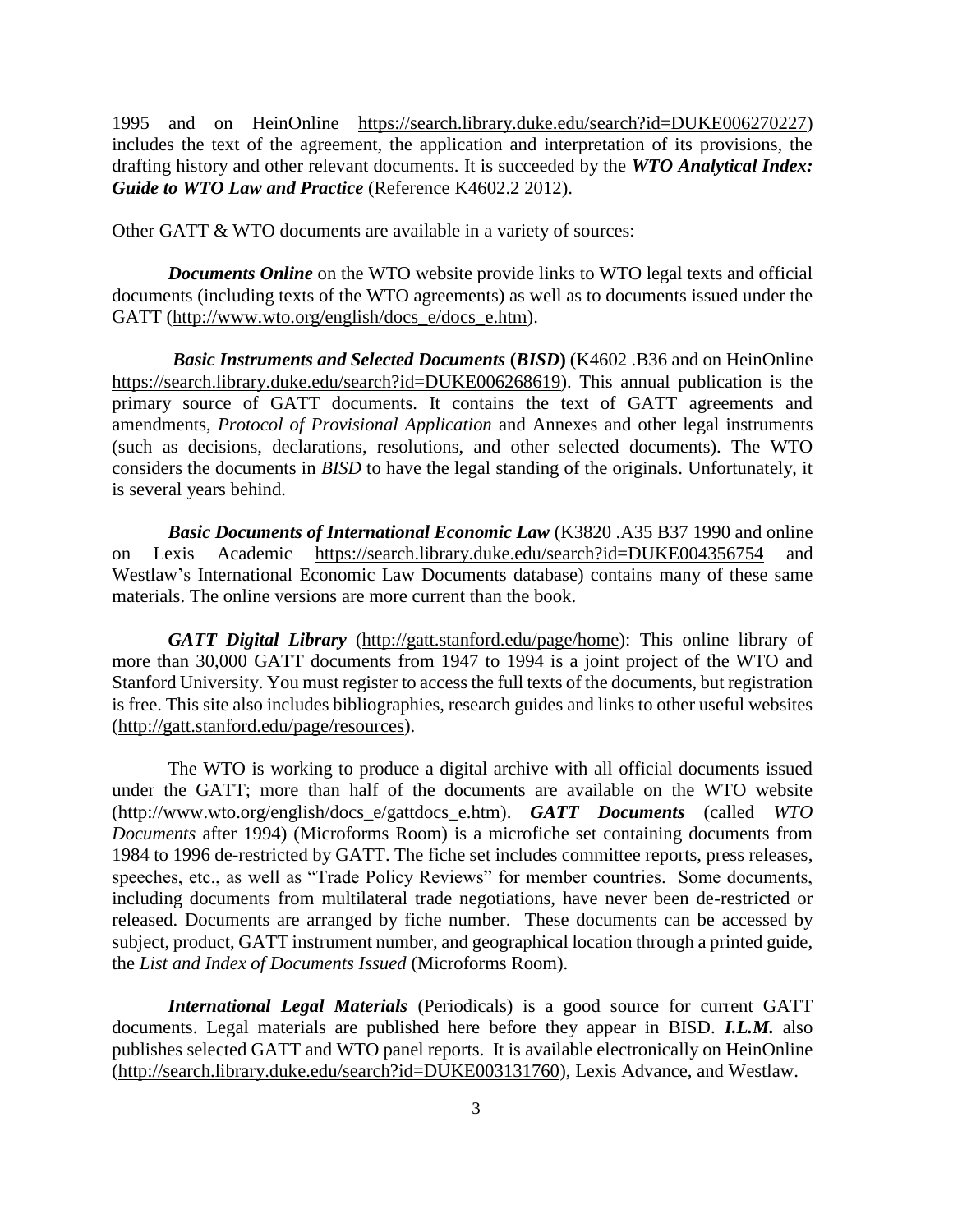1995 and on HeinOnline https://search.library.duke.edu/search?id=DUKE006270227) includes the text of the agreement, the application and interpretation of its provisions, the drafting history and other relevant documents. It is succeeded by the ***WTO Analytical Index: Guide to WTO Law and Practice*** (Reference K4602.2 2012).

Other GATT & WTO documents are available in a variety of sources:

***Documents Online*** on the WTO website provide links to WTO legal texts and official documents (including texts of the WTO agreements) as well as to documents issued under the GATT (http://www.wto.org/english/docs_e/docs_e.htm).

***Basic Instruments and Selected Documents* (*BISD*)** (K4602 .B36 and on HeinOnline https://search.library.duke.edu/search?id=DUKE006268619). This annual publication is the primary source of GATT documents. It contains the text of GATT agreements and amendments, *Protocol of Provisional Application* and Annexes and other legal instruments (such as decisions, declarations, resolutions, and other selected documents). The WTO considers the documents in *BISD* to have the legal standing of the originals. Unfortunately, it is several years behind.

***Basic Documents of International Economic Law*** (K3820 .A35 B37 1990 and online on Lexis Academic https://search.library.duke.edu/search?id=DUKE004356754 and Westlaw's International Economic Law Documents database) contains many of these same materials. The online versions are more current than the book.

***GATT Digital Library*** (http://gatt.stanford.edu/page/home): This online library of more than 30,000 GATT documents from 1947 to 1994 is a joint project of the WTO and Stanford University. You must register to access the full texts of the documents, but registration is free. This site also includes bibliographies, research guides and links to other useful websites (http://gatt.stanford.edu/page/resources).

The WTO is working to produce a digital archive with all official documents issued under the GATT; more than half of the documents are available on the WTO website (http://www.wto.org/english/docs_e/gattdocs_e.htm). ***GATT Documents*** (called *WTO Documents* after 1994) (Microforms Room) is a microfiche set containing documents from 1984 to 1996 de-restricted by GATT. The fiche set includes committee reports, press releases, speeches, etc., as well as "Trade Policy Reviews" for member countries. Some documents, including documents from multilateral trade negotiations, have never been de-restricted or released. Documents are arranged by fiche number. These documents can be accessed by subject, product, GATT instrument number, and geographical location through a printed guide, the *List and Index of Documents Issued* (Microforms Room).

***International Legal Materials*** (Periodicals) is a good source for current GATT documents. Legal materials are published here before they appear in BISD. ***I.L.M.*** also publishes selected GATT and WTO panel reports. It is available electronically on HeinOnline (http://search.library.duke.edu/search?id=DUKE003131760), Lexis Advance, and Westlaw.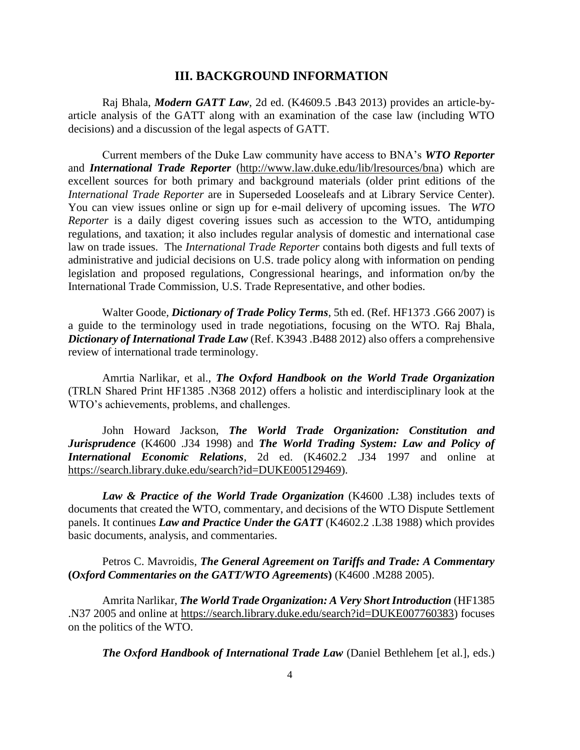## III. BACKGROUND INFORMATION

Raj Bhala, ***Modern GATT Law***, 2d ed. (K4609.5 .B43 2013) provides an article-by-article analysis of the GATT along with an examination of the case law (including WTO decisions) and a discussion of the legal aspects of GATT.

Current members of the Duke Law community have access to BNA's ***WTO Reporter*** and ***International Trade Reporter*** (http://www.law.duke.edu/lib/lresources/bna) which are excellent sources for both primary and background materials (older print editions of the *International Trade Reporter* are in Superseded Looseleafs and at Library Service Center). You can view issues online or sign up for e-mail delivery of upcoming issues. The *WTO Reporter* is a daily digest covering issues such as accession to the WTO, antidumping regulations, and taxation; it also includes regular analysis of domestic and international case law on trade issues. The *International Trade Reporter* contains both digests and full texts of administrative and judicial decisions on U.S. trade policy along with information on pending legislation and proposed regulations, Congressional hearings, and information on/by the International Trade Commission, U.S. Trade Representative, and other bodies.

Walter Goode, ***Dictionary of Trade Policy Terms***, 5th ed. (Ref. HF1373 .G66 2007) is a guide to the terminology used in trade negotiations, focusing on the WTO. Raj Bhala, ***Dictionary of International Trade Law*** (Ref. K3943 .B488 2012) also offers a comprehensive review of international trade terminology.

Amrtia Narlikar, et al., ***The Oxford Handbook on the World Trade Organization*** (TRLN Shared Print HF1385 .N368 2012) offers a holistic and interdisciplinary look at the WTO's achievements, problems, and challenges.

John Howard Jackson, ***The World Trade Organization: Constitution and Jurisprudence*** (K4600 .J34 1998) and ***The World Trading System: Law and Policy of International Economic Relations***, 2d ed. (K4602.2 .J34 1997 and online at https://search.library.duke.edu/search?id=DUKE005129469).

***Law & Practice of the World Trade Organization*** (K4600 .L38) includes texts of documents that created the WTO, commentary, and decisions of the WTO Dispute Settlement panels. It continues ***Law and Practice Under the GATT*** (K4602.2 .L38 1988) which provides basic documents, analysis, and commentaries.

Petros C. Mavroidis, ***The General Agreement on Tariffs and Trade: A Commentary*** **(*Oxford Commentaries on the GATT/WTO Agreements*)** (K4600 .M288 2005).

Amrita Narlikar, ***The World Trade Organization: A Very Short Introduction*** (HF1385 .N37 2005 and online at https://search.library.duke.edu/search?id=DUKE007760383) focuses on the politics of the WTO.

***The Oxford Handbook of International Trade Law*** (Daniel Bethlehem [et al.], eds.)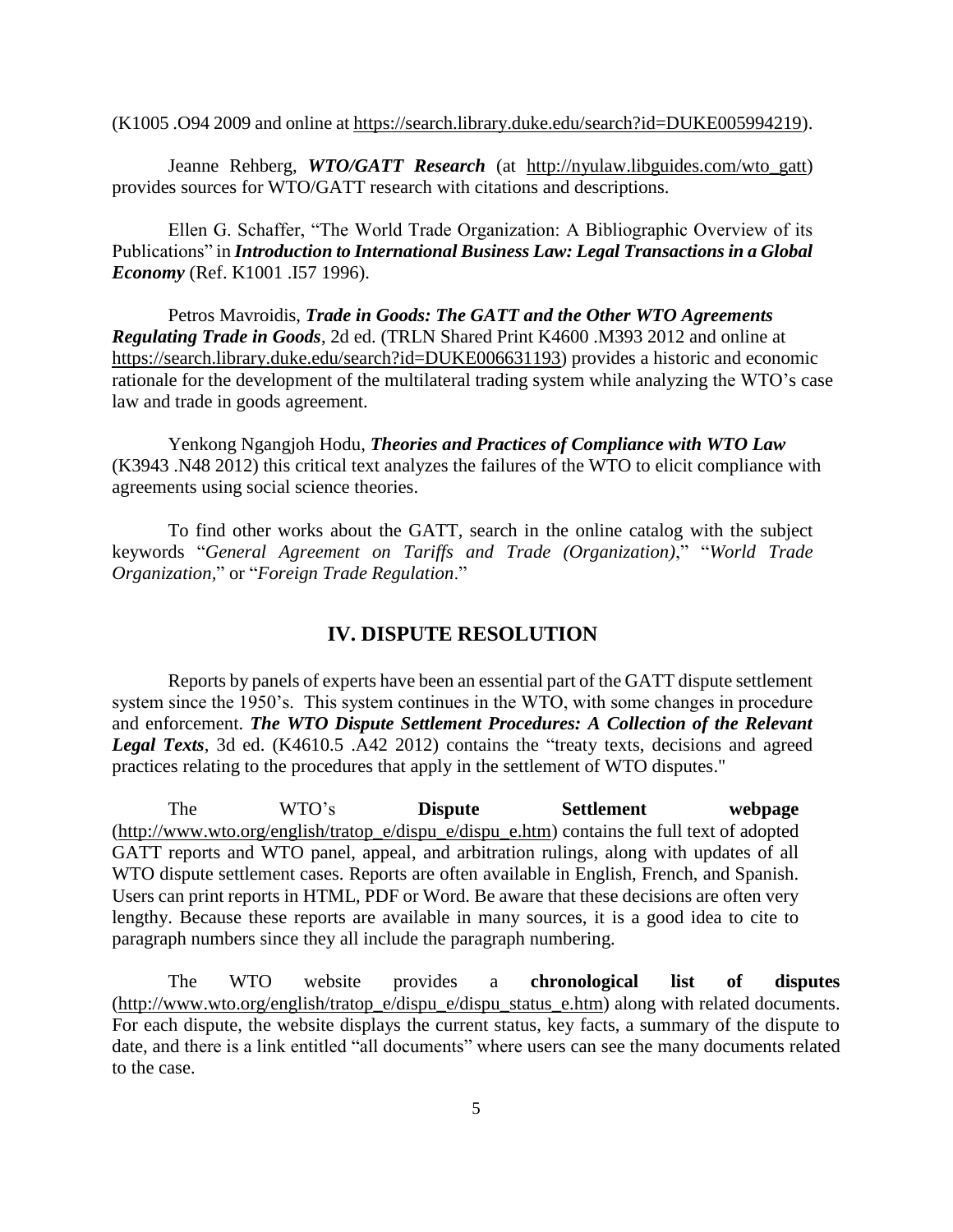(K1005 .O94 2009 and online at https://search.library.duke.edu/search?id=DUKE005994219).

Jeanne Rehberg, ***WTO/GATT Research*** (at http://nyulaw.libguides.com/wto_gatt) provides sources for WTO/GATT research with citations and descriptions.

Ellen G. Schaffer, "The World Trade Organization: A Bibliographic Overview of its Publications" in ***Introduction to International Business Law: Legal Transactions in a Global Economy*** (Ref. K1001 .I57 1996).

Petros Mavroidis, ***Trade in Goods: The GATT and the Other WTO Agreements Regulating Trade in Goods***, 2d ed. (TRLN Shared Print K4600 .M393 2012 and online at https://search.library.duke.edu/search?id=DUKE006631193) provides a historic and economic rationale for the development of the multilateral trading system while analyzing the WTO's case law and trade in goods agreement.

Yenkong Ngangjoh Hodu, ***Theories and Practices of Compliance with WTO Law*** (K3943 .N48 2012) this critical text analyzes the failures of the WTO to elicit compliance with agreements using social science theories.

To find other works about the GATT, search in the online catalog with the subject keywords "*General Agreement on Tariffs and Trade (Organization)*," "*World Trade Organization,*" or "*Foreign Trade Regulation*."

## IV. DISPUTE RESOLUTION

Reports by panels of experts have been an essential part of the GATT dispute settlement system since the 1950's. This system continues in the WTO, with some changes in procedure and enforcement. ***The WTO Dispute Settlement Procedures: A Collection of the Relevant Legal Texts***, 3d ed. (K4610.5 .A42 2012) contains the "treaty texts, decisions and agreed practices relating to the procedures that apply in the settlement of WTO disputes."

The WTO's **Dispute Settlement webpage** (http://www.wto.org/english/tratop_e/dispu_e/dispu_e.htm) contains the full text of adopted GATT reports and WTO panel, appeal, and arbitration rulings, along with updates of all WTO dispute settlement cases. Reports are often available in English, French, and Spanish. Users can print reports in HTML, PDF or Word. Be aware that these decisions are often very lengthy. Because these reports are available in many sources, it is a good idea to cite to paragraph numbers since they all include the paragraph numbering.

The WTO website provides a **chronological list of disputes** (http://www.wto.org/english/tratop_e/dispu_e/dispu_status_e.htm) along with related documents. For each dispute, the website displays the current status, key facts, a summary of the dispute to date, and there is a link entitled "all documents" where users can see the many documents related to the case.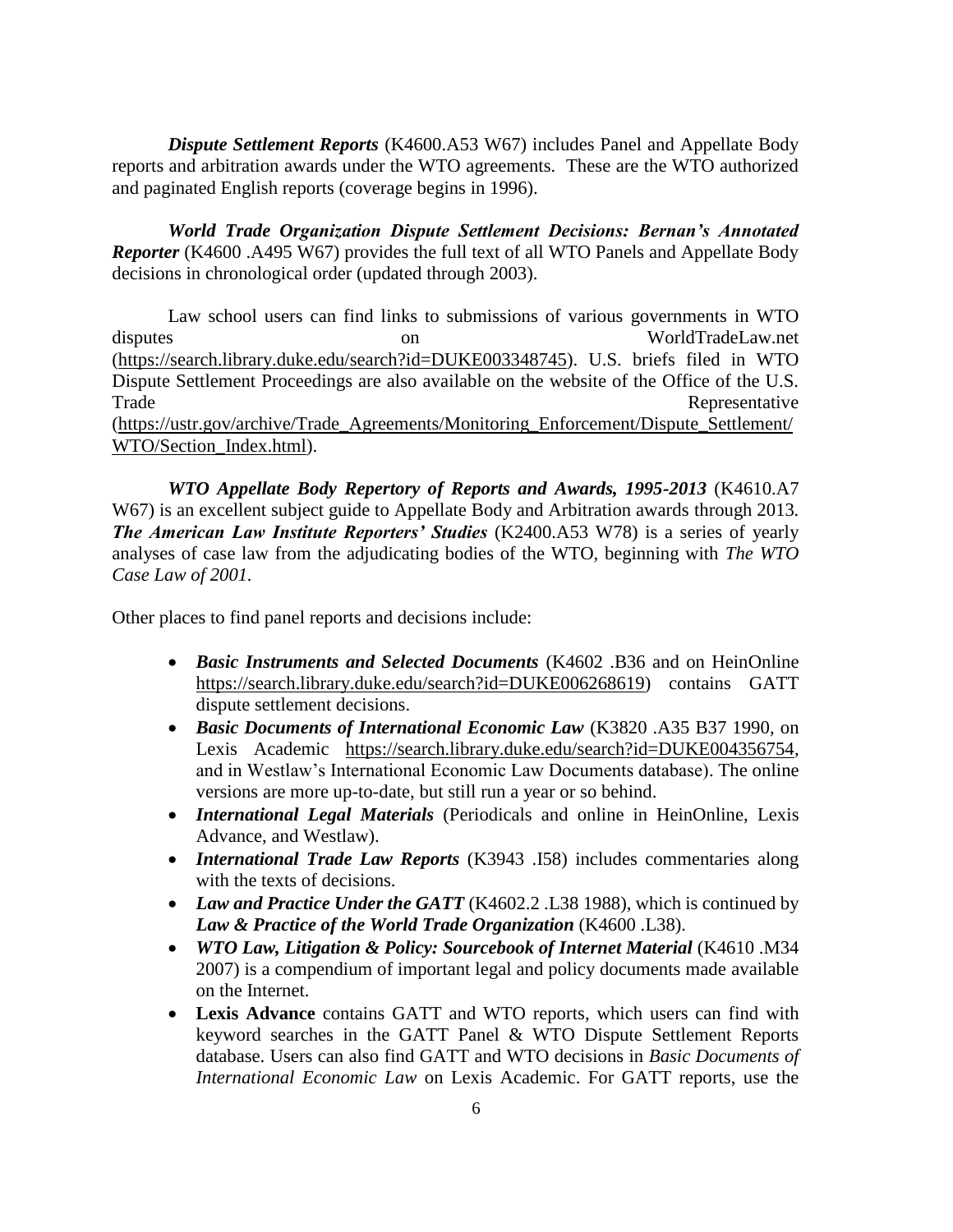***Dispute Settlement Reports*** (K4600.A53 W67) includes Panel and Appellate Body reports and arbitration awards under the WTO agreements. These are the WTO authorized and paginated English reports (coverage begins in 1996).

***World Trade Organization Dispute Settlement Decisions: Bernan's Annotated Reporter*** (K4600 .A495 W67) provides the full text of all WTO Panels and Appellate Body decisions in chronological order (updated through 2003).

Law school users can find links to submissions of various governments in WTO disputes on WorldTradeLaw.net (https://search.library.duke.edu/search?id=DUKE003348745). U.S. briefs filed in WTO Dispute Settlement Proceedings are also available on the website of the Office of the U.S. Trade Representative (https://ustr.gov/archive/Trade_Agreements/Monitoring_Enforcement/Dispute_Settlement/WTO/Section_Index.html).

***WTO Appellate Body Repertory of Reports and Awards, 1995-2013*** (K4610.A7 W67) is an excellent subject guide to Appellate Body and Arbitration awards through 2013. ***The American Law Institute Reporters' Studies*** (K2400.A53 W78) is a series of yearly analyses of case law from the adjudicating bodies of the WTO, beginning with *The WTO Case Law of 2001*.

Other places to find panel reports and decisions include:

- ***Basic Instruments and Selected Documents*** (K4602 .B36 and on HeinOnline https://search.library.duke.edu/search?id=DUKE006268619) contains GATT dispute settlement decisions.
- ***Basic Documents of International Economic Law*** (K3820 .A35 B37 1990, on Lexis Academic https://search.library.duke.edu/search?id=DUKE004356754, and in Westlaw's International Economic Law Documents database). The online versions are more up-to-date, but still run a year or so behind.
- ***International Legal Materials*** (Periodicals and online in HeinOnline, Lexis Advance, and Westlaw).
- ***International Trade Law Reports*** (K3943 .I58) includes commentaries along with the texts of decisions.
- ***Law and Practice Under the GATT*** (K4602.2 .L38 1988), which is continued by ***Law & Practice of the World Trade Organization*** (K4600 .L38).
- ***WTO Law, Litigation & Policy: Sourcebook of Internet Material*** (K4610 .M34 2007) is a compendium of important legal and policy documents made available on the Internet.
- **Lexis Advance** contains GATT and WTO reports, which users can find with keyword searches in the GATT Panel & WTO Dispute Settlement Reports database. Users can also find GATT and WTO decisions in *Basic Documents of International Economic Law* on Lexis Academic. For GATT reports, use the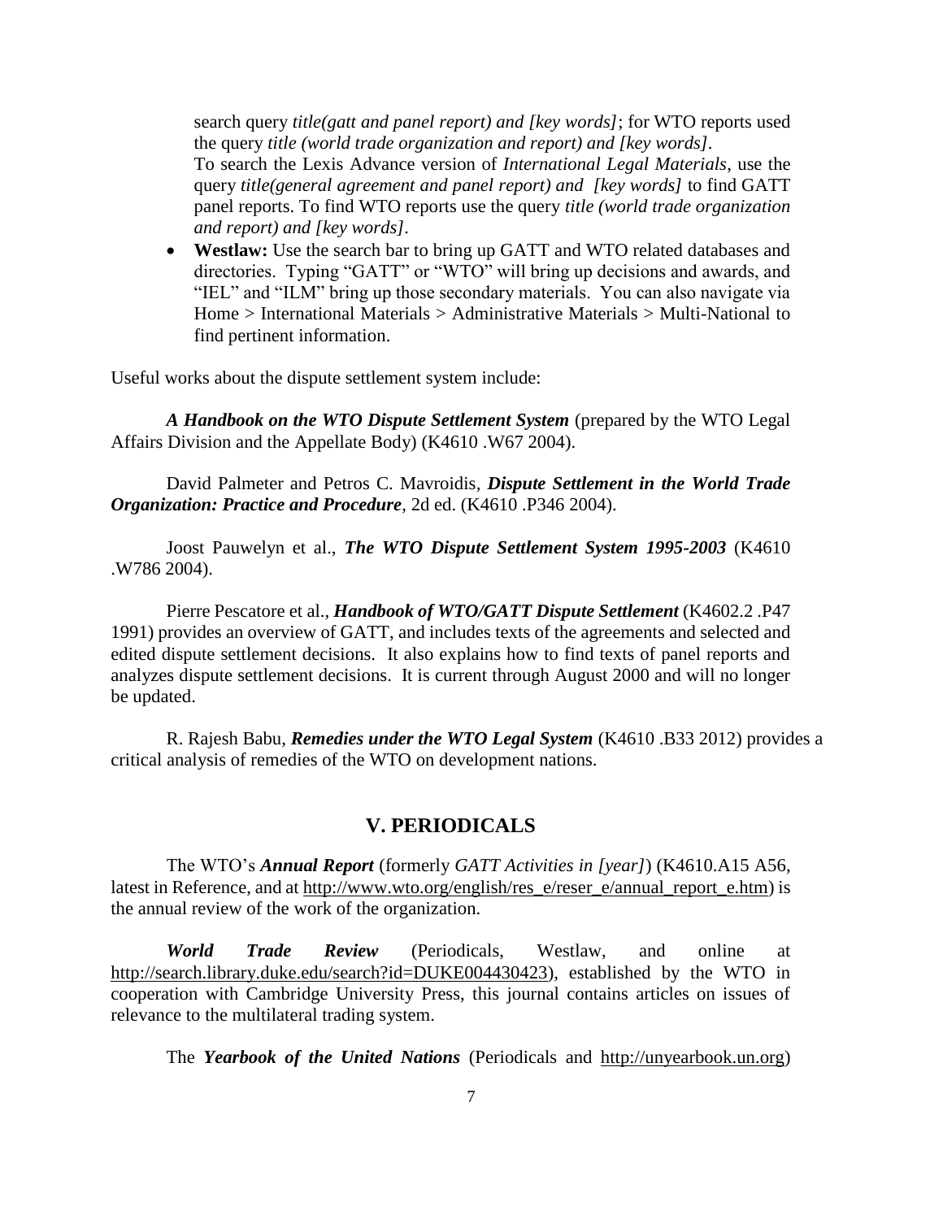search query *title(gatt and panel report) and [key words]*; for WTO reports used the query *title (world trade organization and report) and [key words]*.
To search the Lexis Advance version of *International Legal Materials*, use the query *title(general agreement and panel report) and [key words]* to find GATT panel reports. To find WTO reports use the query *title (world trade organization and report) and [key words]*.

- **Westlaw:** Use the search bar to bring up GATT and WTO related databases and directories. Typing "GATT" or "WTO" will bring up decisions and awards, and "IEL" and "ILM" bring up those secondary materials. You can also navigate via Home > International Materials > Administrative Materials > Multi-National to find pertinent information.

Useful works about the dispute settlement system include:

***A Handbook on the WTO Dispute Settlement System*** (prepared by the WTO Legal Affairs Division and the Appellate Body) (K4610 .W67 2004).

David Palmeter and Petros C. Mavroidis, ***Dispute Settlement in the World Trade Organization: Practice and Procedure***, 2d ed. (K4610 .P346 2004).

Joost Pauwelyn et al., ***The WTO Dispute Settlement System 1995-2003*** (K4610 .W786 2004).

Pierre Pescatore et al., ***Handbook of WTO/GATT Dispute Settlement*** (K4602.2 .P47 1991) provides an overview of GATT, and includes texts of the agreements and selected and edited dispute settlement decisions. It also explains how to find texts of panel reports and analyzes dispute settlement decisions. It is current through August 2000 and will no longer be updated.

R. Rajesh Babu, ***Remedies under the WTO Legal System*** (K4610 .B33 2012) provides a critical analysis of remedies of the WTO on development nations.

## V. PERIODICALS

The WTO's ***Annual Report*** (formerly *GATT Activities in [year]*) (K4610.A15 A56, latest in Reference, and at http://www.wto.org/english/res_e/reser_e/annual_report_e.htm) is the annual review of the work of the organization.

***World Trade Review*** (Periodicals, Westlaw, and online at http://search.library.duke.edu/search?id=DUKE004430423), established by the WTO in cooperation with Cambridge University Press, this journal contains articles on issues of relevance to the multilateral trading system.

The ***Yearbook of the United Nations*** (Periodicals and http://unyearbook.un.org)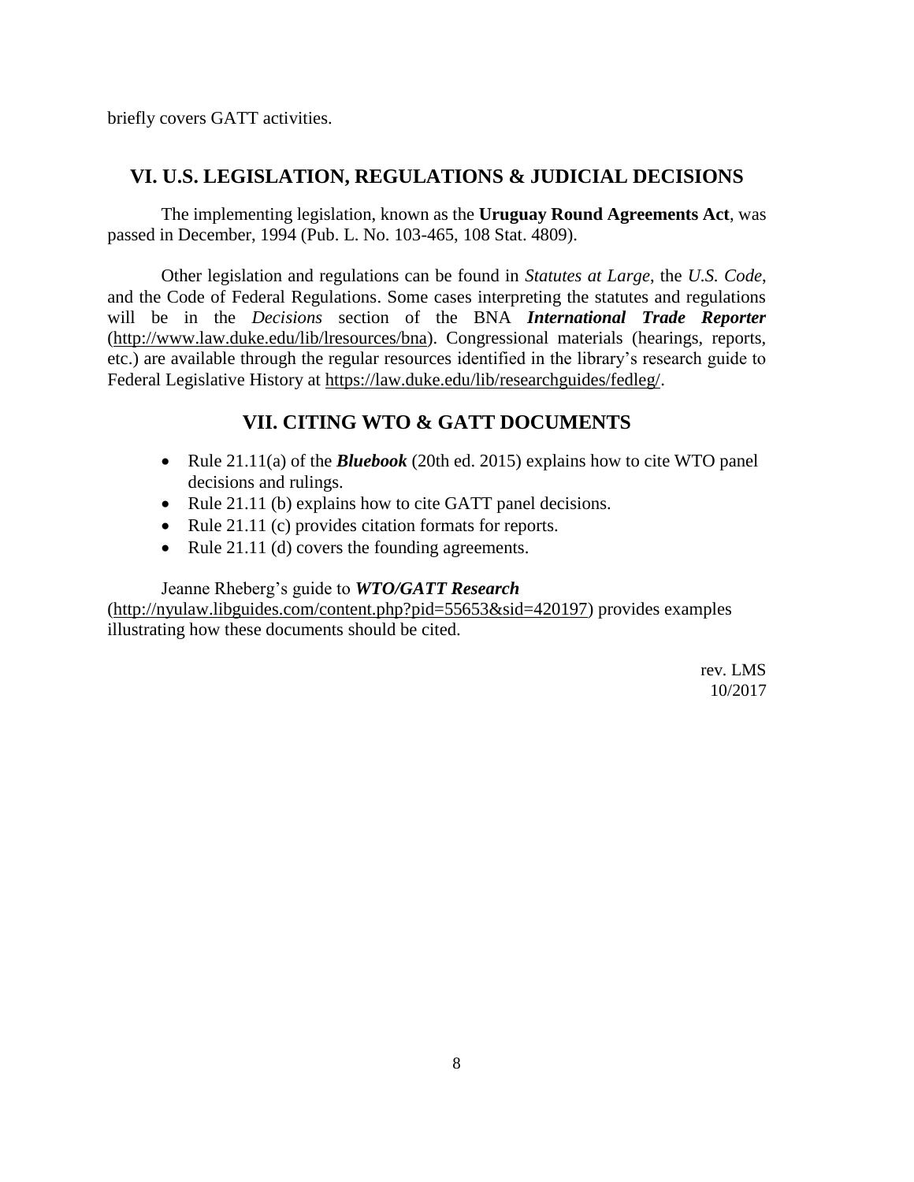briefly covers GATT activities.

## VI. U.S. LEGISLATION, REGULATIONS & JUDICIAL DECISIONS

The implementing legislation, known as the **Uruguay Round Agreements Act**, was passed in December, 1994 (Pub. L. No. 103-465, 108 Stat. 4809).

Other legislation and regulations can be found in *Statutes at Large*, the *U.S. Code*, and the Code of Federal Regulations. Some cases interpreting the statutes and regulations will be in the *Decisions* section of the BNA ***International Trade Reporter*** (http://www.law.duke.edu/lib/lresources/bna). Congressional materials (hearings, reports, etc.) are available through the regular resources identified in the library's research guide to Federal Legislative History at https://law.duke.edu/lib/researchguides/fedleg/.

## VII. CITING WTO & GATT DOCUMENTS

- Rule 21.11(a) of the ***Bluebook*** (20th ed. 2015) explains how to cite WTO panel decisions and rulings.
- Rule 21.11 (b) explains how to cite GATT panel decisions.
- Rule 21.11 (c) provides citation formats for reports.
- Rule 21.11 (d) covers the founding agreements.

Jeanne Rheberg's guide to ***WTO/GATT Research*** (http://nyulaw.libguides.com/content.php?pid=55653&sid=420197) provides examples illustrating how these documents should be cited.

rev. LMS
10/2017